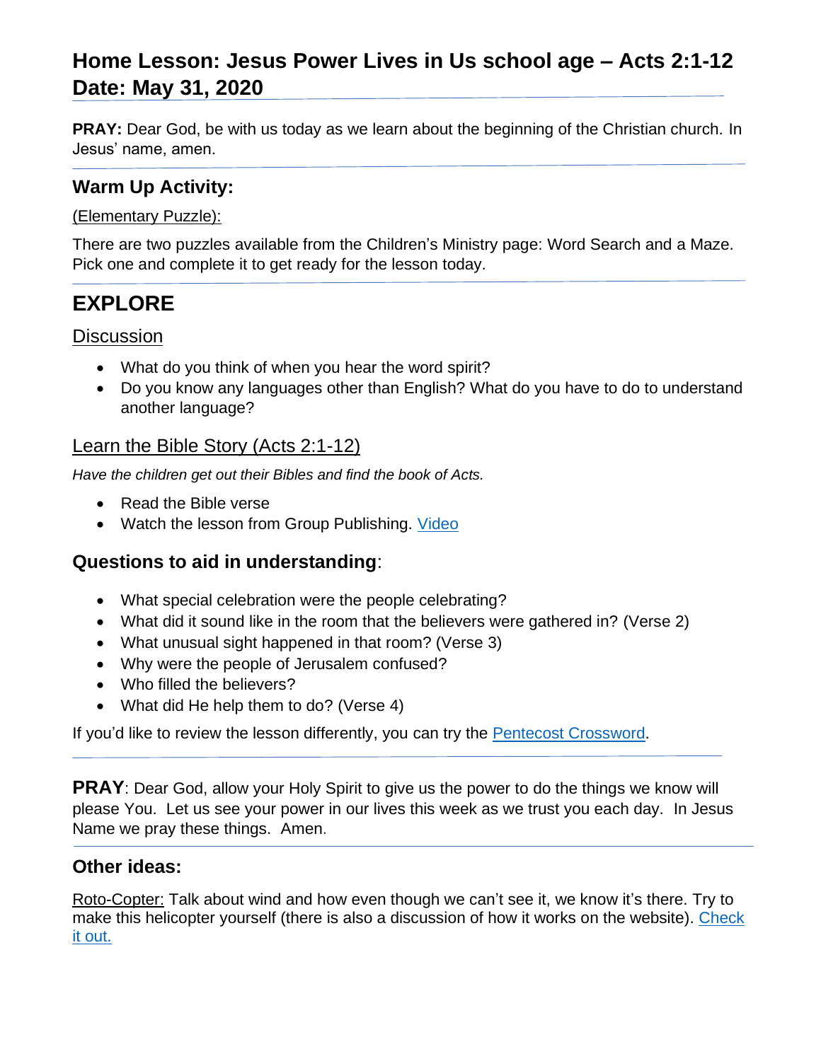# Home Lesson: Jesus Power Lives in Us school age – Acts 2:1-12 Date: May 31, 2020

**PRAY:** Dear God, be with us today as we learn about the beginning of the Christian church. In Jesus' name, amen.

## Warm Up Activity:

(Elementary Puzzle):

There are two puzzles available from the Children's Ministry page: Word Search and a Maze. Pick one and complete it to get ready for the lesson today.

# EXPLORE

### Discussion

- What do you think of when you hear the word spirit?
- Do you know any languages other than English? What do you have to do to understand another language?

### Learn the Bible Story (Acts 2:1-12)

*Have the children get out their Bibles and find the book of Acts.*

- Read the Bible verse
- Watch the lesson from Group Publishing. Video

## Questions to aid in understanding:

- What special celebration were the people celebrating?
- What did it sound like in the room that the believers were gathered in? (Verse 2)
- What unusual sight happened in that room? (Verse 3)
- Why were the people of Jerusalem confused?
- Who filled the believers?
- What did He help them to do? (Verse 4)

If you'd like to review the lesson differently, you can try the Pentecost Crossword.

**PRAY**: Dear God, allow your Holy Spirit to give us the power to do the things we know will please You. Let us see your power in our lives this week as we trust you each day. In Jesus Name we pray these things. Amen.

## Other ideas:

Roto-Copter: Talk about wind and how even though we can't see it, we know it's there. Try to make this helicopter yourself (there is also a discussion of how it works on the website). Check it out.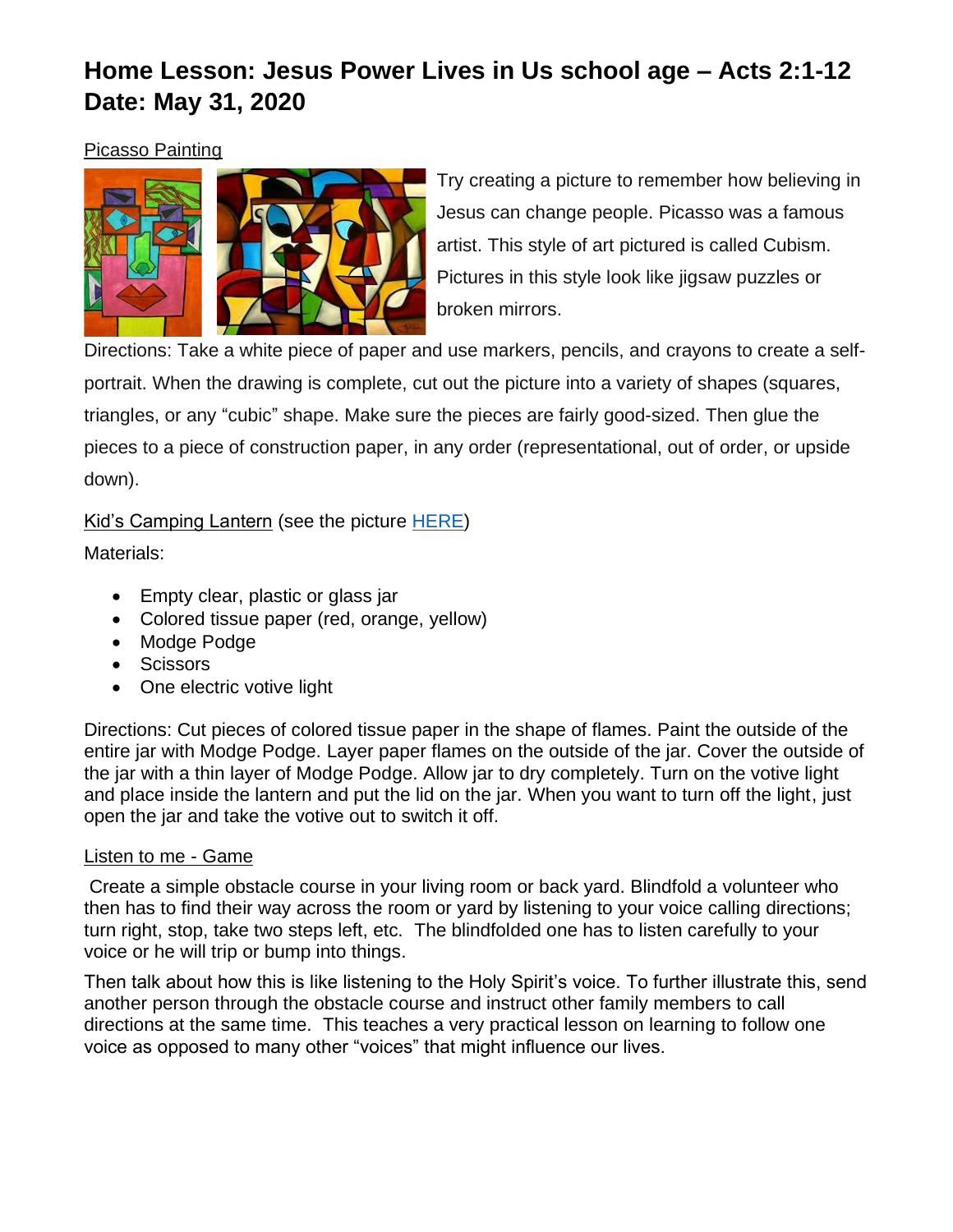# Home Lesson: Jesus Power Lives in Us school age – Acts 2:1-12
# Date: May 31, 2020

Picasso Painting

Try creating a picture to remember how believing in Jesus can change people. Picasso was a famous artist. This style of art pictured is called Cubism. Pictures in this style look like jigsaw puzzles or broken mirrors.

Directions: Take a white piece of paper and use markers, pencils, and crayons to create a self-portrait. When the drawing is complete, cut out the picture into a variety of shapes (squares, triangles, or any "cubic" shape. Make sure the pieces are fairly good-sized. Then glue the pieces to a piece of construction paper, in any order (representational, out of order, or upside down).

Kid's Camping Lantern (see the picture HERE)

Materials:

- Empty clear, plastic or glass jar
- Colored tissue paper (red, orange, yellow)
- Modge Podge
- Scissors
- One electric votive light

Directions: Cut pieces of colored tissue paper in the shape of flames. Paint the outside of the entire jar with Modge Podge. Layer paper flames on the outside of the jar. Cover the outside of the jar with a thin layer of Modge Podge. Allow jar to dry completely. Turn on the votive light and place inside the lantern and put the lid on the jar. When you want to turn off the light, just open the jar and take the votive out to switch it off.

Listen to me - Game

Create a simple obstacle course in your living room or back yard. Blindfold a volunteer who then has to find their way across the room or yard by listening to your voice calling directions; turn right, stop, take two steps left, etc. The blindfolded one has to listen carefully to your voice or he will trip or bump into things.

Then talk about how this is like listening to the Holy Spirit's voice. To further illustrate this, send another person through the obstacle course and instruct other family members to call directions at the same time. This teaches a very practical lesson on learning to follow one voice as opposed to many other "voices" that might influence our lives.